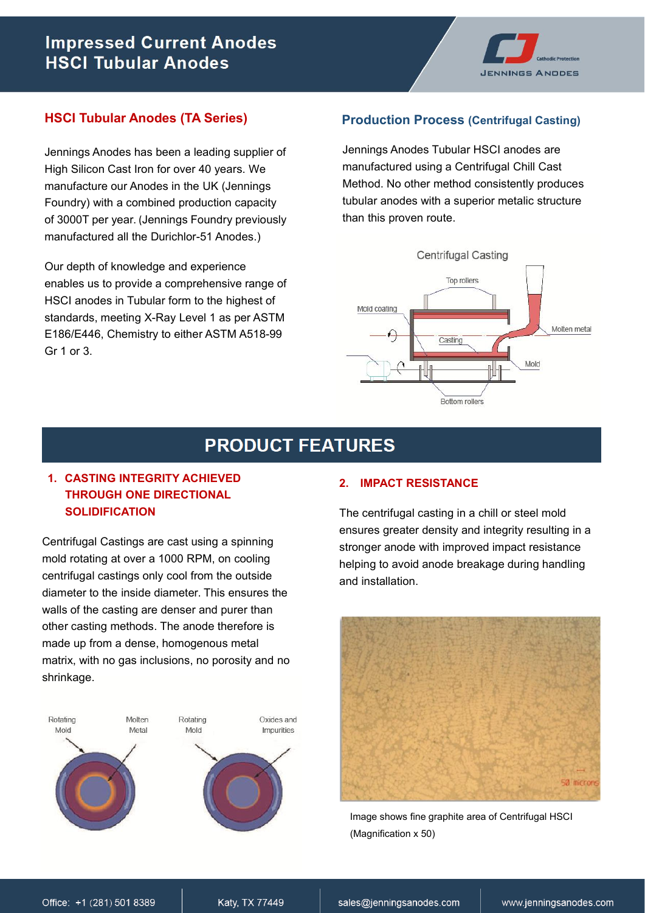# Impressed Current Anodes
# HSCI Tubular Anodes

## HSCI Tubular Anodes (TA Series)

Jennings Anodes has been a leading supplier of High Silicon Cast Iron for over 40 years. We manufacture our Anodes in the UK (Jennings Foundry) with a combined production capacity of 3000T per year. (Jennings Foundry previously manufactured all the Durichlor-51 Anodes.)

Our depth of knowledge and experience enables us to provide a comprehensive range of HSCI anodes in Tubular form to the highest of standards, meeting X-Ray Level 1 as per ASTM E186/E446, Chemistry to either ASTM A518-99 Gr 1 or 3.

## Production Process (Centrifugal Casting)

Jennings Anodes Tubular HSCI anodes are manufactured using a Centrifugal Chill Cast Method. No other method consistently produces tubular anodes with a superior metalic structure than this proven route.

Centrifugal Casting

Top rollers, Mold coating, Casting, Molten metal, Mold, Bottom rollers

## PRODUCT FEATURES

### 1. CASTING INTEGRITY ACHIEVED THROUGH ONE DIRECTIONAL SOLIDIFICATION

Centrifugal Castings are cast using a spinning mold rotating at over a 1000 RPM, on cooling centrifugal castings only cool from the outside diameter to the inside diameter. This ensures the walls of the casting are denser and purer than other casting methods. The anode therefore is made up from a dense, homogenous metal matrix, with no gas inclusions, no porosity and no shrinkage.

Rotating Mold, Molten Metal, Rotating Mold, Oxides and Impurities

### 2. IMPACT RESISTANCE

The centrifugal casting in a chill or steel mold ensures greater density and integrity resulting in a stronger anode with improved impact resistance helping to avoid anode breakage during handling and installation.

Image shows fine graphite area of Centrifugal HSCI (Magnification x 50)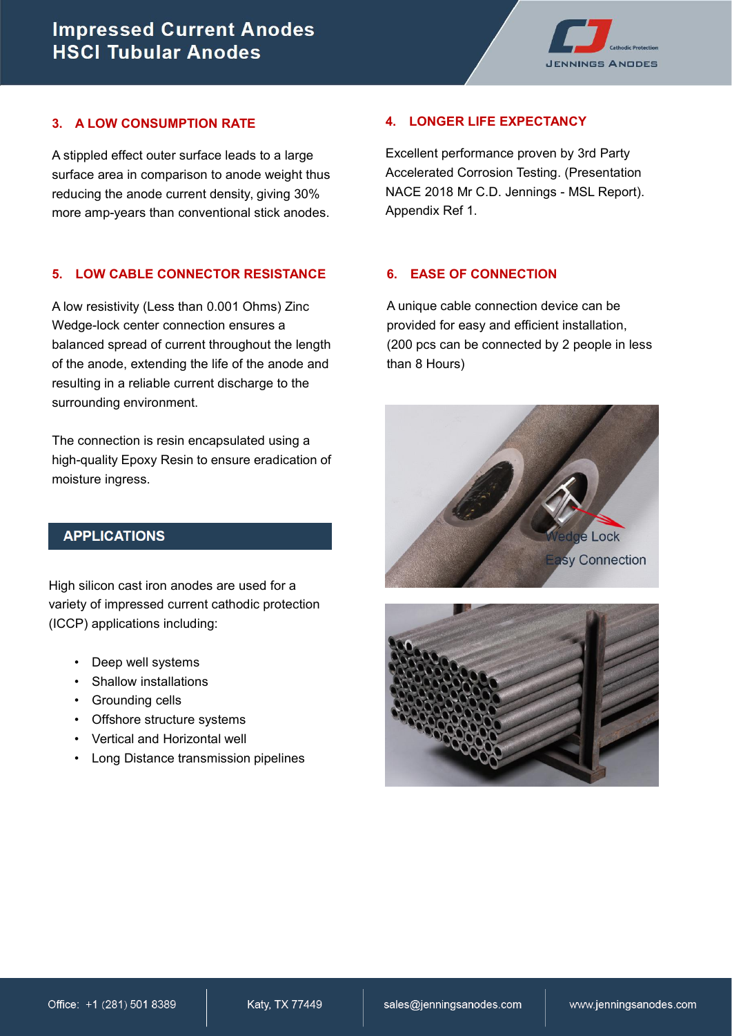### 3. A LOW CONSUMPTION RATE

A stippled effect outer surface leads to a large surface area in comparison to anode weight thus reducing the anode current density, giving 30% more amp-years than conventional stick anodes.

### 4. LONGER LIFE EXPECTANCY

Excellent performance proven by 3rd Party Accelerated Corrosion Testing. (Presentation NACE 2018 Mr C.D. Jennings - MSL Report). Appendix Ref 1.

### 5. LOW CABLE CONNECTOR RESISTANCE

A low resistivity (Less than 0.001 Ohms) Zinc Wedge-lock center connection ensures a balanced spread of current throughout the length of the anode, extending the life of the anode and resulting in a reliable current discharge to the surrounding environment.

The connection is resin encapsulated using a high-quality Epoxy Resin to ensure eradication of moisture ingress.

### 6. EASE OF CONNECTION

A unique cable connection device can be provided for easy and efficient installation, (200 pcs can be connected by 2 people in less than 8 Hours)

Wedge Lock
Easy Connection

## APPLICATIONS

High silicon cast iron anodes are used for a variety of impressed current cathodic protection (ICCP) applications including:

- Deep well systems
- Shallow installations
- Grounding cells
- Offshore structure systems
- Vertical and Horizontal well
- Long Distance transmission pipelines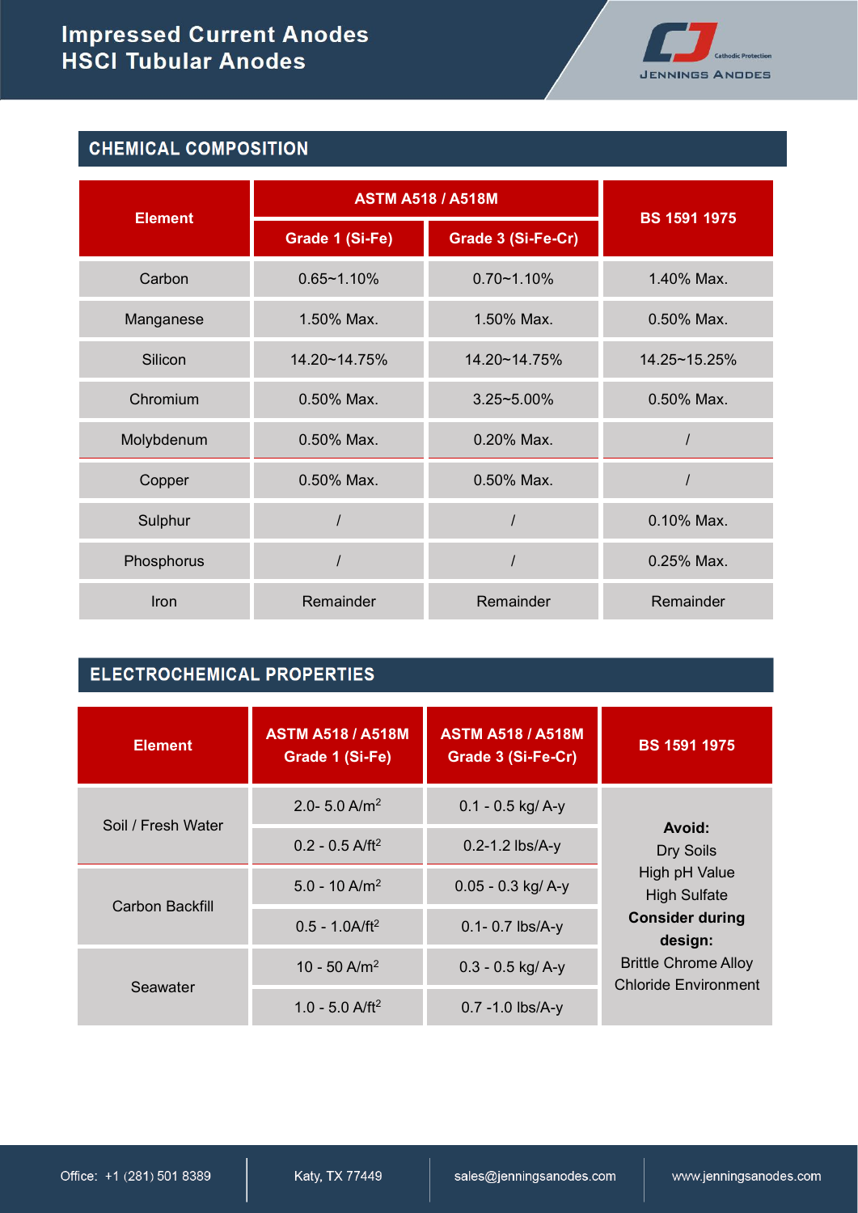# Impressed Current Anodes
# HSCI Tubular Anodes

## CHEMICAL COMPOSITION

| Element | ASTM A518 / A518M | | BS 1591 1975 |
|---|---|---|---|
| | Grade 1 (Si-Fe) | Grade 3 (Si-Fe-Cr) | |
| Carbon | 0.65~1.10% | 0.70~1.10% | 1.40% Max. |
| Manganese | 1.50% Max. | 1.50% Max. | 0.50% Max. |
| Silicon | 14.20~14.75% | 14.20~14.75% | 14.25~15.25% |
| Chromium | 0.50% Max. | 3.25~5.00% | 0.50% Max. |
| Molybdenum | 0.50% Max. | 0.20% Max. | / |
| Copper | 0.50% Max. | 0.50% Max. | / |
| Sulphur | / | / | 0.10% Max. |
| Phosphorus | / | / | 0.25% Max. |
| Iron | Remainder | Remainder | Remainder |

## ELECTROCHEMICAL PROPERTIES

| Element | ASTM A518 / A518M Grade 1 (Si-Fe) | ASTM A518 / A518M Grade 3 (Si-Fe-Cr) | BS 1591 1975 |
|---|---|---|---|
| Soil / Fresh Water | 2.0- 5.0 A/m$^2$ | 0.1 - 0.5 kg/ A-y | **Avoid:** Dry Soils, High pH Value, High Sulfate. **Consider during design:** Brittle Chrome Alloy, Chloride Environment |
| | 0.2 - 0.5 A/ft$^2$ | 0.2-1.2 lbs/A-y | |
| Carbon Backfill | 5.0 - 10 A/m$^2$ | 0.05 - 0.3 kg/ A-y | |
| | 0.5 - 1.0A/ft$^2$ | 0.1- 0.7 lbs/A-y | |
| Seawater | 10 - 50 A/m$^2$ | 0.3 - 0.5 kg/ A-y | |
| | 1.0 - 5.0 A/ft$^2$ | 0.7 -1.0 lbs/A-y | |

Office: +1 (281) 501 8389 | Katy, TX 77449 | sales@jenningsanodes.com | www.jenningsanodes.com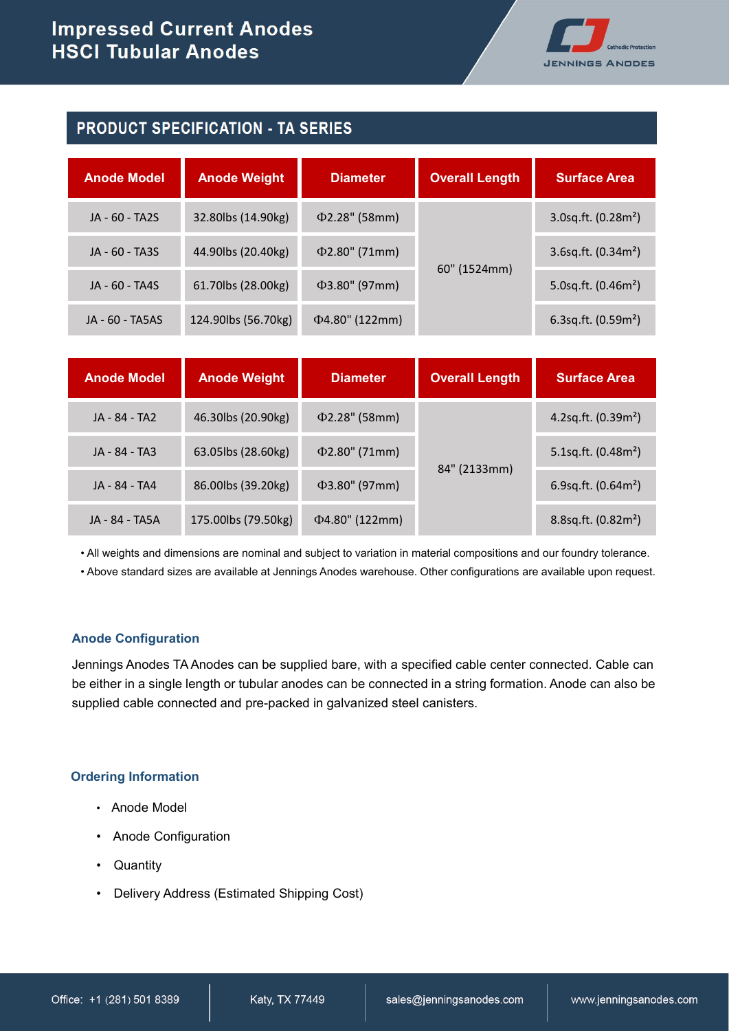# Impressed Current Anodes
# HSCI Tubular Anodes

## PRODUCT SPECIFICATION - TA SERIES

| Anode Model | Anode Weight | Diameter | Overall Length | Surface Area |
|---|---|---|---|---|
| JA - 60 - TA2S | 32.80lbs (14.90kg) | Φ2.28" (58mm) | 60" (1524mm) | 3.0sq.ft. (0.28m²) |
| JA - 60 - TA3S | 44.90lbs (20.40kg) | Φ2.80" (71mm) | | 3.6sq.ft. (0.34m²) |
| JA - 60 - TA4S | 61.70lbs (28.00kg) | Φ3.80" (97mm) | | 5.0sq.ft. (0.46m²) |
| JA - 60 - TA5AS | 124.90lbs (56.70kg) | Φ4.80" (122mm) | | 6.3sq.ft. (0.59m²) |

| Anode Model | Anode Weight | Diameter | Overall Length | Surface Area |
|---|---|---|---|---|
| JA - 84 - TA2 | 46.30lbs (20.90kg) | Φ2.28" (58mm) | 84" (2133mm) | 4.2sq.ft. (0.39m²) |
| JA - 84 - TA3 | 63.05lbs (28.60kg) | Φ2.80" (71mm) | | 5.1sq.ft. (0.48m²) |
| JA - 84 - TA4 | 86.00lbs (39.20kg) | Φ3.80" (97mm) | | 6.9sq.ft. (0.64m²) |
| JA - 84 - TA5A | 175.00lbs (79.50kg) | Φ4.80" (122mm) | | 8.8sq.ft. (0.82m²) |

- All weights and dimensions are nominal and subject to variation in material compositions and our foundry tolerance.
- Above standard sizes are available at Jennings Anodes warehouse. Other configurations are available upon request.

### Anode Configuration

Jennings Anodes TA Anodes can be supplied bare, with a specified cable center connected. Cable can be either in a single length or tubular anodes can be connected in a string formation. Anode can also be supplied cable connected and pre-packed in galvanized steel canisters.

### Ordering Information

- Anode Model
- Anode Configuration
- Quantity
- Delivery Address (Estimated Shipping Cost)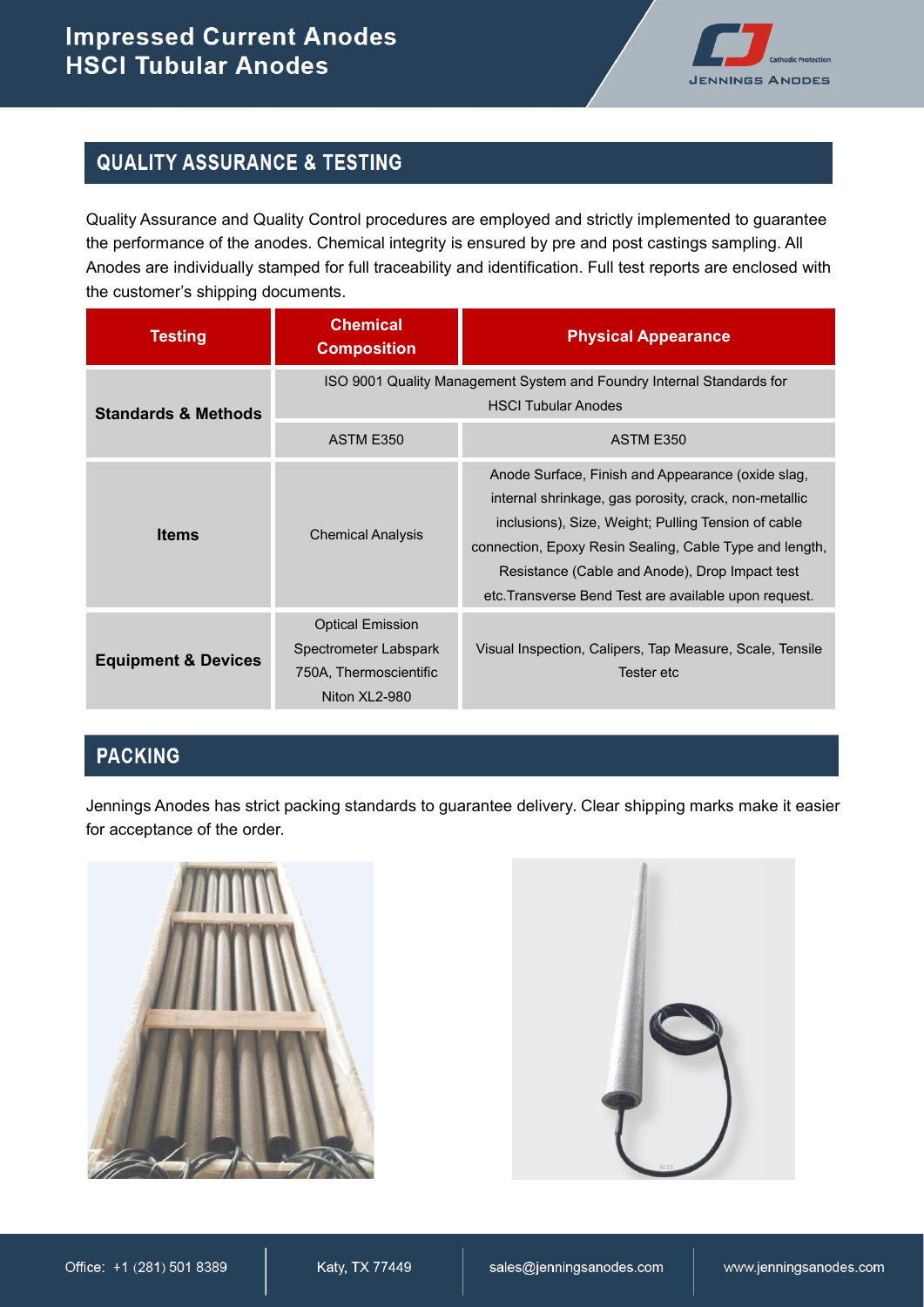## QUALITY ASSURANCE & TESTING

Quality Assurance and Quality Control procedures are employed and strictly implemented to guarantee the performance of the anodes. Chemical integrity is ensured by pre and post castings sampling. All Anodes are individually stamped for full traceability and identification. Full test reports are enclosed with the customer's shipping documents.

| Testing | Chemical Composition | Physical Appearance |
|---|---|---|
| Standards & Methods | ISO 9001 Quality Management System and Foundry Internal Standards for HSCI Tubular Anodes | |
| | ASTM E350 | ASTM E350 |
| Items | Chemical Analysis | Anode Surface, Finish and Appearance (oxide slag, internal shrinkage, gas porosity, crack, non-metallic inclusions), Size, Weight; Pulling Tension of cable connection, Epoxy Resin Sealing, Cable Type and length, Resistance (Cable and Anode), Drop Impact test etc.Transverse Bend Test are available upon request. |
| Equipment & Devices | Optical Emission Spectrometer Labspark 750A, Thermoscientific Niton XL2-980 | Visual Inspection, Calipers, Tap Measure, Scale, Tensile Tester etc |

## PACKING

Jennings Anodes has strict packing standards to guarantee delivery. Clear shipping marks make it easier for acceptance of the order.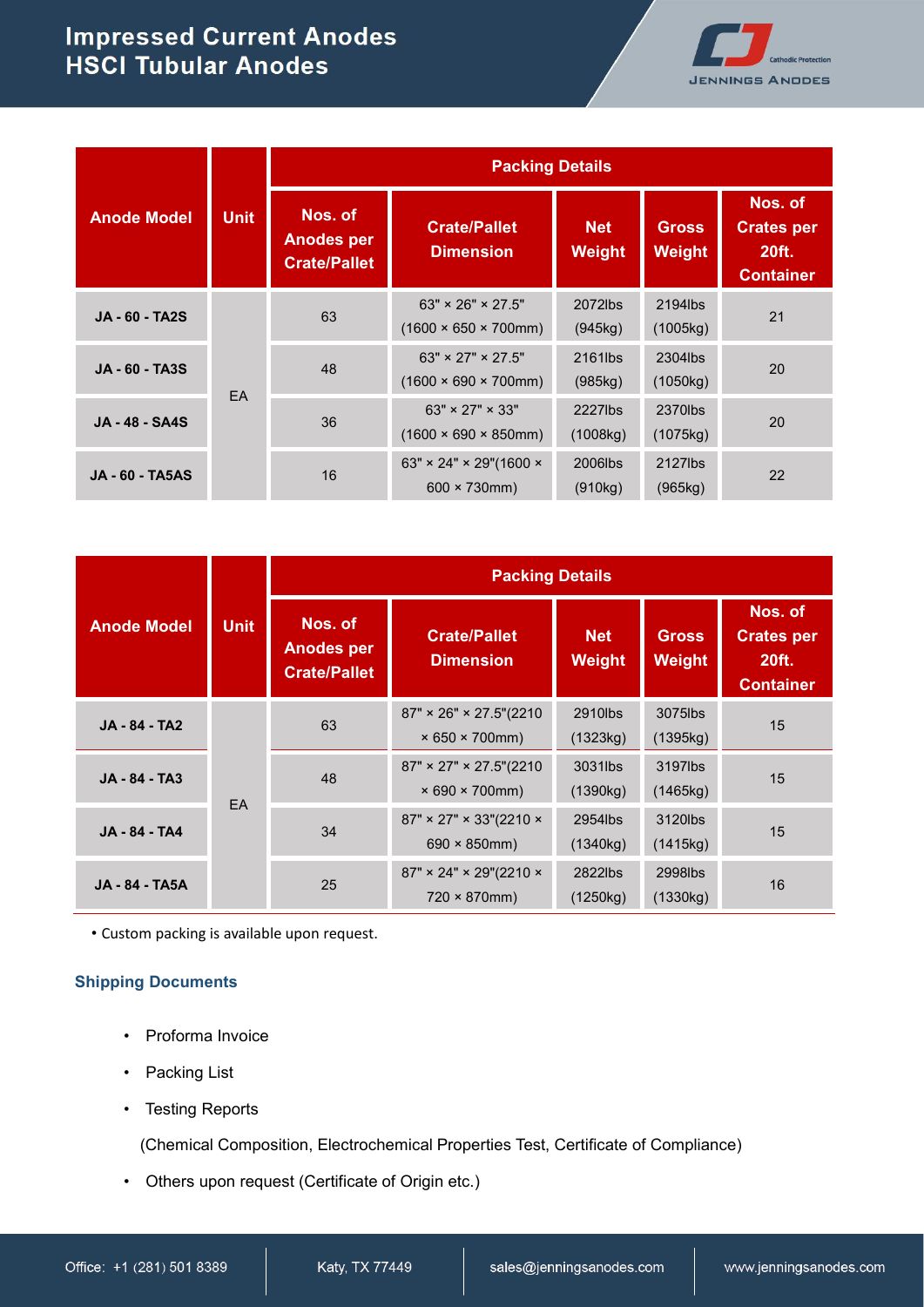# Impressed Current Anodes
# HSCI Tubular Anodes

| Anode Model | Unit | Packing Details | | | | |
|---|---|---|---|---|---|---|
| | | Nos. of Anodes per Crate/Pallet | Crate/Pallet Dimension | Net Weight | Gross Weight | Nos. of Crates per 20ft. Container |
| JA - 60 - TA2S | EA | 63 | 63" × 26" × 27.5" (1600 × 650 × 700mm) | 2072lbs (945kg) | 2194lbs (1005kg) | 21 |
| JA - 60 - TA3S | | 48 | 63" × 27" × 27.5" (1600 × 690 × 700mm) | 2161lbs (985kg) | 2304lbs (1050kg) | 20 |
| JA - 48 - SA4S | | 36 | 63" × 27" × 33" (1600 × 690 × 850mm) | 2227lbs (1008kg) | 2370lbs (1075kg) | 20 |
| JA - 60 - TA5AS | | 16 | 63" × 24" × 29"(1600 × 600 × 730mm) | 2006lbs (910kg) | 2127lbs (965kg) | 22 |

| Anode Model | Unit | Packing Details | | | | |
|---|---|---|---|---|---|---|
| | | Nos. of Anodes per Crate/Pallet | Crate/Pallet Dimension | Net Weight | Gross Weight | Nos. of Crates per 20ft. Container |
| JA - 84 - TA2 | EA | 63 | 87" × 26" × 27.5"(2210 × 650 × 700mm) | 2910lbs (1323kg) | 3075lbs (1395kg) | 15 |
| JA - 84 - TA3 | | 48 | 87" × 27" × 27.5"(2210 × 690 × 700mm) | 3031lbs (1390kg) | 3197lbs (1465kg) | 15 |
| JA - 84 - TA4 | | 34 | 87" × 27" × 33"(2210 × 690 × 850mm) | 2954lbs (1340kg) | 3120lbs (1415kg) | 15 |
| JA - 84 - TA5A | | 25 | 87" × 24" × 29"(2210 × 720 × 870mm) | 2822lbs (1250kg) | 2998lbs (1330kg) | 16 |

• Custom packing is available upon request.

### Shipping Documents

- Proforma Invoice
- Packing List
- Testing Reports

  (Chemical Composition, Electrochemical Properties Test, Certificate of Compliance)
- Others upon request (Certificate of Origin etc.)

Office: +1 (281) 501 8389 | Katy, TX 77449 | sales@jenningsanodes.com | www.jenningsanodes.com